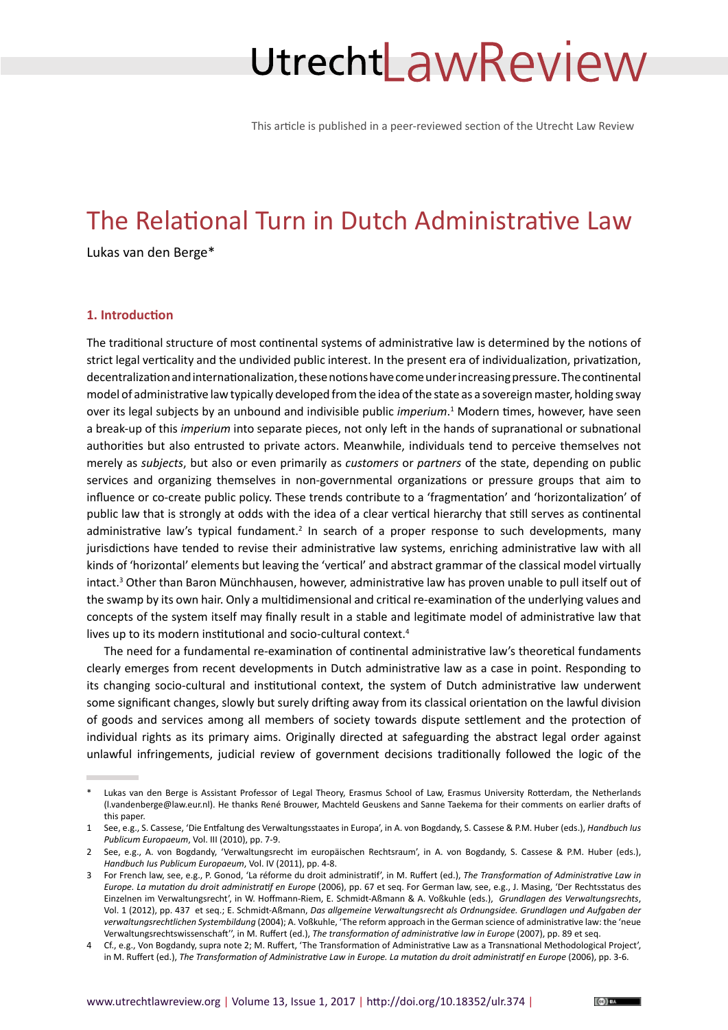This article is published in a peer-reviewed section of the Utrecht Law Review

# The Relational Turn in Dutch Administrative Law

Lukas van den Berge*

## 1. Introduction

The traditional structure of most continental systems of administrative law is determined by the notions of strict legal verticality and the undivided public interest. In the present era of individualization, privatization, decentralization and internationalization, these notions have come under increasing pressure. The continental model of administrative law typically developed from the idea of the state as a sovereign master, holding sway over its legal subjects by an unbound and indivisible public *imperium*.[1] Modern times, however, have seen a break-up of this *imperium* into separate pieces, not only left in the hands of supranational or subnational authorities but also entrusted to private actors. Meanwhile, individuals tend to perceive themselves not merely as *subjects*, but also or even primarily as *customers* or *partners* of the state, depending on public services and organizing themselves in non-governmental organizations or pressure groups that aim to influence or co-create public policy. These trends contribute to a 'fragmentation' and 'horizontalization' of public law that is strongly at odds with the idea of a clear vertical hierarchy that still serves as continental administrative law's typical fundament.[2] In search of a proper response to such developments, many jurisdictions have tended to revise their administrative law systems, enriching administrative law with all kinds of 'horizontal' elements but leaving the 'vertical' and abstract grammar of the classical model virtually intact.[3] Other than Baron Münchhausen, however, administrative law has proven unable to pull itself out of the swamp by its own hair. Only a multidimensional and critical re-examination of the underlying values and concepts of the system itself may finally result in a stable and legitimate model of administrative law that lives up to its modern institutional and socio-cultural context.[4]

The need for a fundamental re-examination of continental administrative law's theoretical fundaments clearly emerges from recent developments in Dutch administrative law as a case in point. Responding to its changing socio-cultural and institutional context, the system of Dutch administrative law underwent some significant changes, slowly but surely drifting away from its classical orientation on the lawful division of goods and services among all members of society towards dispute settlement and the protection of individual rights as its primary aims. Originally directed at safeguarding the abstract legal order against unlawful infringements, judicial review of government decisions traditionally followed the logic of the

---

\* Lukas van den Berge is Assistant Professor of Legal Theory, Erasmus School of Law, Erasmus University Rotterdam, the Netherlands (l.vandenberge@law.eur.nl). He thanks René Brouwer, Machteld Geuskens and Sanne Taekema for their comments on earlier drafts of this paper.

1 See, e.g., S. Cassese, 'Die Entfaltung des Verwaltungsstaates in Europa', in A. von Bogdandy, S. Cassese & P.M. Huber (eds.), *Handbuch Ius Publicum Europaeum*, Vol. III (2010), pp. 7-9.

2 See, e.g., A. von Bogdandy, 'Verwaltungsrecht im europäischen Rechtsraum', in A. von Bogdandy, S. Cassese & P.M. Huber (eds.), *Handbuch Ius Publicum Europaeum*, Vol. IV (2011), pp. 4-8.

3 For French law, see, e.g., P. Gonod, 'La réforme du droit administratif', in M. Ruffert (ed.), *The Transformation of Administrative Law in Europe. La mutation du droit administratif en Europe* (2006), pp. 67 et seq. For German law, see, e.g., J. Masing, 'Der Rechtsstatus des Einzelnen im Verwaltungsrecht', in W. Hoffmann-Riem, E. Schmidt-Aßmann & A. Voßkuhle (eds.), *Grundlagen des Verwaltungsrechts*, Vol. 1 (2012), pp. 437 et seq.; E. Schmidt-Aßmann, *Das allgemeine Verwaltungsrecht als Ordnungsidee. Grundlagen und Aufgaben der verwaltungsrechtlichen Systembildung* (2004); A. Voßkuhle, 'The reform approach in the German science of administrative law: the 'neue Verwaltungsrechtswissenschaft'', in M. Ruffert (ed.), *The transformation of administrative law in Europe* (2007), pp. 89 et seq.

4 Cf., e.g., Von Bogdandy, supra note 2; M. Ruffert, 'The Transformation of Administrative Law as a Transnational Methodological Project', in M. Ruffert (ed.), *The Transformation of Administrative Law in Europe. La mutation du droit administratif en Europe* (2006), pp. 3-6.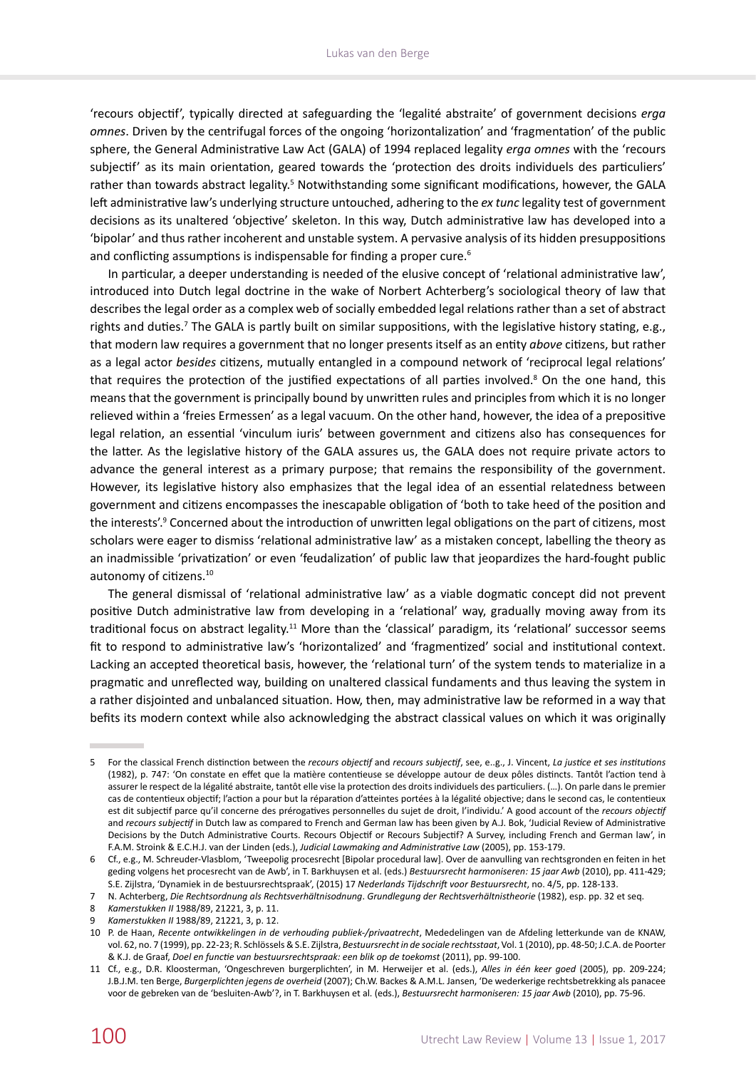'recours objectif', typically directed at safeguarding the 'legalité abstraite' of government decisions *erga omnes*. Driven by the centrifugal forces of the ongoing 'horizontalization' and 'fragmentation' of the public sphere, the General Administrative Law Act (GALA) of 1994 replaced legality *erga omnes* with the 'recours subjectif' as its main orientation, geared towards the 'protection des droits individuels des particuliers' rather than towards abstract legality.[5] Notwithstanding some significant modifications, however, the GALA left administrative law's underlying structure untouched, adhering to the *ex tunc* legality test of government decisions as its unaltered 'objective' skeleton. In this way, Dutch administrative law has developed into a 'bipolar' and thus rather incoherent and unstable system. A pervasive analysis of its hidden presuppositions and conflicting assumptions is indispensable for finding a proper cure.[6]

In particular, a deeper understanding is needed of the elusive concept of 'relational administrative law', introduced into Dutch legal doctrine in the wake of Norbert Achterberg's sociological theory of law that describes the legal order as a complex web of socially embedded legal relations rather than a set of abstract rights and duties.[7] The GALA is partly built on similar suppositions, with the legislative history stating, e.g., that modern law requires a government that no longer presents itself as an entity *above* citizens, but rather as a legal actor *besides* citizens, mutually entangled in a compound network of 'reciprocal legal relations' that requires the protection of the justified expectations of all parties involved.[8] On the one hand, this means that the government is principally bound by unwritten rules and principles from which it is no longer relieved within a 'freies Ermessen' as a legal vacuum. On the other hand, however, the idea of a prepositive legal relation, an essential 'vinculum iuris' between government and citizens also has consequences for the latter. As the legislative history of the GALA assures us, the GALA does not require private actors to advance the general interest as a primary purpose; that remains the responsibility of the government. However, its legislative history also emphasizes that the legal idea of an essential relatedness between government and citizens encompasses the inescapable obligation of 'both to take heed of the position and the interests'.[9] Concerned about the introduction of unwritten legal obligations on the part of citizens, most scholars were eager to dismiss 'relational administrative law' as a mistaken concept, labelling the theory as an inadmissible 'privatization' or even 'feudalization' of public law that jeopardizes the hard-fought public autonomy of citizens.[10]

The general dismissal of 'relational administrative law' as a viable dogmatic concept did not prevent positive Dutch administrative law from developing in a 'relational' way, gradually moving away from its traditional focus on abstract legality.[11] More than the 'classical' paradigm, its 'relational' successor seems fit to respond to administrative law's 'horizontalized' and 'fragmentized' social and institutional context. Lacking an accepted theoretical basis, however, the 'relational turn' of the system tends to materialize in a pragmatic and unreflected way, building on unaltered classical fundaments and thus leaving the system in a rather disjointed and unbalanced situation. How, then, may administrative law be reformed in a way that befits its modern context while also acknowledging the abstract classical values on which it was originally

---

5 For the classical French distinction between the *recours objectif* and *recours subjectif*, see, e..g., J. Vincent, *La justice et ses institutions* (1982), p. 747: 'On constate en effet que la matière contentieuse se développe autour de deux pôles distincts. Tantôt l'action tend à assurer le respect de la légalité abstraite, tantôt elle vise la protection des droits individuels des particuliers. (…). On parle dans le premier cas de contentieux objectif; l'action a pour but la réparation d'atteintes portées à la légalité objective; dans le second cas, le contentieux est dit subjectif parce qu'il concerne des prérogatives personnelles du sujet de droit, l'individu.' A good account of the *recours objectif* and *recours subjectif* in Dutch law as compared to French and German law has been given by A.J. Bok, 'Judicial Review of Administrative Decisions by the Dutch Administrative Courts. Recours Objectif or Recours Subjectif? A Survey, including French and German law', in F.A.M. Stroink & E.C.H.J. van der Linden (eds.), *Judicial Lawmaking and Administrative Law* (2005), pp. 153-179.

6 Cf., e.g., M. Schreuder-Vlasblom, 'Tweepolig procesrecht [Bipolar procedural law]. Over de aanvulling van rechtsgronden en feiten in het geding volgens het procesrecht van de Awb', in T. Barkhuysen et al. (eds.) *Bestuursrecht harmoniseren: 15 jaar Awb* (2010), pp. 411-429; S.E. Zijlstra, 'Dynamiek in de bestuursrechtspraak', (2015) 17 *Nederlands Tijdschrift voor Bestuursrecht*, no. 4/5, pp. 128-133.

7 N. Achterberg, *Die Rechtsordnung als Rechtsverhältnisodnung. Grundlegung der Rechtsverhältnistheorie* (1982), esp. pp. 32 et seq.

8 *Kamerstukken II* 1988/89, 21221, 3, p. 11.

9 *Kamerstukken II* 1988/89, 21221, 3, p. 12.

10 P. de Haan, *Recente ontwikkelingen in de verhouding publiek-/privaatrecht*, Mededelingen van de Afdeling letterkunde van de KNAW, vol. 62, no. 7 (1999), pp. 22-23; R. Schlössels & S.E. Zijlstra, *Bestuursrecht in de sociale rechtsstaat*, Vol. 1 (2010), pp. 48-50; J.C.A. de Poorter & K.J. de Graaf, *Doel en functie van bestuursrechtspraak: een blik op de toekomst* (2011), pp. 99-100.

11 Cf., e.g., D.R. Kloosterman, 'Ongeschreven burgerplichten', in M. Herweijer et al. (eds.), *Alles in één keer goed* (2005), pp. 209-224; J.B.J.M. ten Berge, *Burgerplichten jegens de overheid* (2007); Ch.W. Backes & A.M.L. Jansen, 'De wederkerige rechtsbetrekking als panacee voor de gebreken van de 'besluiten-Awb'?, in T. Barkhuysen et al. (eds.), *Bestuursrecht harmoniseren: 15 jaar Awb* (2010), pp. 75-96.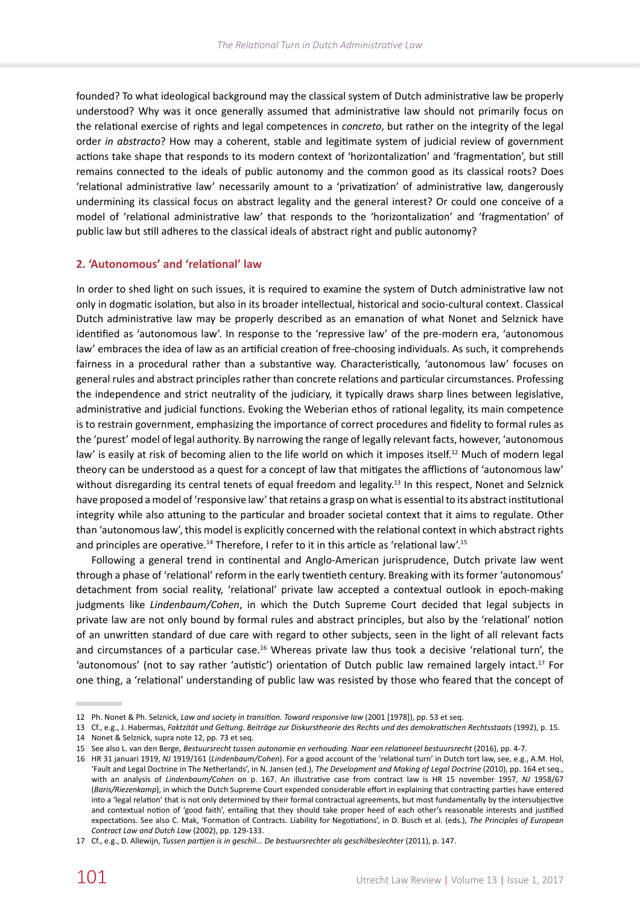founded? To what ideological background may the classical system of Dutch administrative law be properly understood? Why was it once generally assumed that administrative law should not primarily focus on the relational exercise of rights and legal competences in *concreto*, but rather on the integrity of the legal order *in abstracto*? How may a coherent, stable and legitimate system of judicial review of government actions take shape that responds to its modern context of 'horizontalization' and 'fragmentation', but still remains connected to the ideals of public autonomy and the common good as its classical roots? Does 'relational administrative law' necessarily amount to a 'privatization' of administrative law, dangerously undermining its classical focus on abstract legality and the general interest? Or could one conceive of a model of 'relational administrative law' that responds to the 'horizontalization' and 'fragmentation' of public law but still adheres to the classical ideals of abstract right and public autonomy?

## 2. 'Autonomous' and 'relational' law

In order to shed light on such issues, it is required to examine the system of Dutch administrative law not only in dogmatic isolation, but also in its broader intellectual, historical and socio-cultural context. Classical Dutch administrative law may be properly described as an emanation of what Nonet and Selznick have identified as 'autonomous law'. In response to the 'repressive law' of the pre-modern era, 'autonomous law' embraces the idea of law as an artificial creation of free-choosing individuals. As such, it comprehends fairness in a procedural rather than a substantive way. Characteristically, 'autonomous law' focuses on general rules and abstract principles rather than concrete relations and particular circumstances. Professing the independence and strict neutrality of the judiciary, it typically draws sharp lines between legislative, administrative and judicial functions. Evoking the Weberian ethos of rational legality, its main competence is to restrain government, emphasizing the importance of correct procedures and fidelity to formal rules as the 'purest' model of legal authority. By narrowing the range of legally relevant facts, however, 'autonomous law' is easily at risk of becoming alien to the life world on which it imposes itself.[12] Much of modern legal theory can be understood as a quest for a concept of law that mitigates the afflictions of 'autonomous law' without disregarding its central tenets of equal freedom and legality.[13] In this respect, Nonet and Selznick have proposed a model of 'responsive law' that retains a grasp on what is essential to its abstract institutional integrity while also attuning to the particular and broader societal context that it aims to regulate. Other than 'autonomous law', this model is explicitly concerned with the relational context in which abstract rights and principles are operative.[14] Therefore, I refer to it in this article as 'relational law'.[15]

Following a general trend in continental and Anglo-American jurisprudence, Dutch private law went through a phase of 'relational' reform in the early twentieth century. Breaking with its former 'autonomous' detachment from social reality, 'relational' private law accepted a contextual outlook in epoch-making judgments like *Lindenbaum/Cohen*, in which the Dutch Supreme Court decided that legal subjects in private law are not only bound by formal rules and abstract principles, but also by the 'relational' notion of an unwritten standard of due care with regard to other subjects, seen in the light of all relevant facts and circumstances of a particular case.[16] Whereas private law thus took a decisive 'relational turn', the 'autonomous' (not to say rather 'autistic') orientation of Dutch public law remained largely intact.[17] For one thing, a 'relational' understanding of public law was resisted by those who feared that the concept of

---

12 Ph. Nonet & Ph. Selznick, *Law and society in transition. Toward responsive law* (2001 [1978]), pp. 53 et seq.

13 Cf., e.g., J. Habermas, *Faktzität und Geltung. Beiträge zur Diskurstheorie des Rechts und des demokratischen Rechtsstaats* (1992), p. 15.

14 Nonet & Selznick, supra note 12, pp. 73 et seq.

15 See also L. van den Berge, *Bestuursrecht tussen autonomie en verhouding. Naar een relationeel bestuursrecht* (2016), pp. 4-7.

16 HR 31 januari 1919, *NJ* 1919/161 (*Lindenbaum/Cohen*). For a good account of the 'relational turn' in Dutch tort law, see, e.g., A.M. Hol, 'Fault and Legal Doctrine in The Netherlands', in N. Jansen (ed.), *The Development and Making of Legal Doctrine* (2010), pp. 164 et seq., with an analysis of *Lindenbaum/Cohen* on p. 167. An illustrative case from contract law is HR 15 november 1957, *NJ* 1958/67 (*Baris/Riezenkamp*), in which the Dutch Supreme Court expended considerable effort in explaining that contracting parties have entered into a 'legal relation' that is not only determined by their formal contractual agreements, but most fundamentally by the intersubjective and contextual notion of 'good faith', entailing that they should take proper heed of each other's reasonable interests and justified expectations. See also C. Mak, 'Formation of Contracts. Liability for Negotiations', in D. Busch et al. (eds.), *The Principles of European Contract Law and Dutch Law* (2002), pp. 129-132.

17 Cf., e.g., D. Allewijn, *Tussen partijen is in geschil... De bestuursrechter als geschilbeslechter* (2011), p. 147.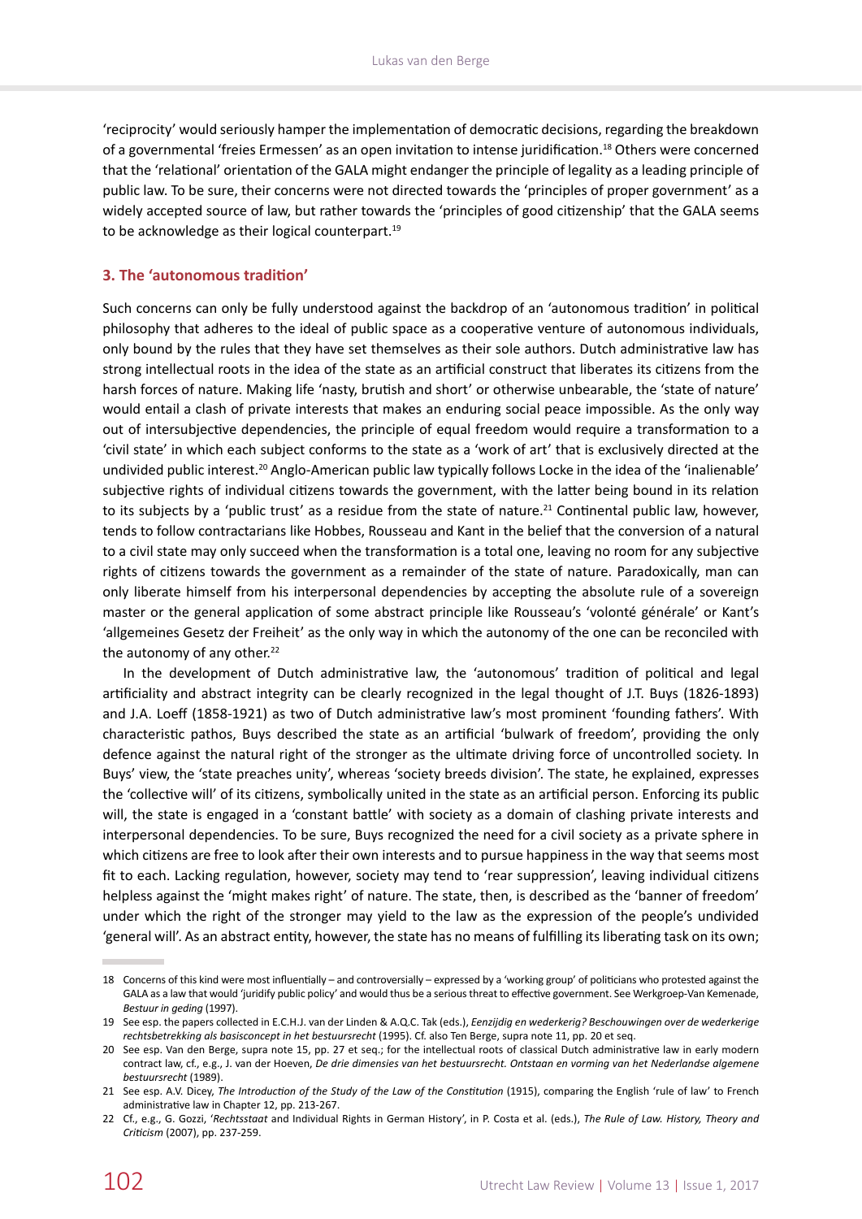'reciprocity' would seriously hamper the implementation of democratic decisions, regarding the breakdown of a governmental 'freies Ermessen' as an open invitation to intense juridification.[18] Others were concerned that the 'relational' orientation of the GALA might endanger the principle of legality as a leading principle of public law. To be sure, their concerns were not directed towards the 'principles of proper government' as a widely accepted source of law, but rather towards the 'principles of good citizenship' that the GALA seems to be acknowledge as their logical counterpart.[19]

## 3. The 'autonomous tradition'

Such concerns can only be fully understood against the backdrop of an 'autonomous tradition' in political philosophy that adheres to the ideal of public space as a cooperative venture of autonomous individuals, only bound by the rules that they have set themselves as their sole authors. Dutch administrative law has strong intellectual roots in the idea of the state as an artificial construct that liberates its citizens from the harsh forces of nature. Making life 'nasty, brutish and short' or otherwise unbearable, the 'state of nature' would entail a clash of private interests that makes an enduring social peace impossible. As the only way out of intersubjective dependencies, the principle of equal freedom would require a transformation to a 'civil state' in which each subject conforms to the state as a 'work of art' that is exclusively directed at the undivided public interest.[20] Anglo-American public law typically follows Locke in the idea of the 'inalienable' subjective rights of individual citizens towards the government, with the latter being bound in its relation to its subjects by a 'public trust' as a residue from the state of nature.[21] Continental public law, however, tends to follow contractarians like Hobbes, Rousseau and Kant in the belief that the conversion of a natural to a civil state may only succeed when the transformation is a total one, leaving no room for any subjective rights of citizens towards the government as a remainder of the state of nature. Paradoxically, man can only liberate himself from his interpersonal dependencies by accepting the absolute rule of a sovereign master or the general application of some abstract principle like Rousseau's 'volonté générale' or Kant's 'allgemeines Gesetz der Freiheit' as the only way in which the autonomy of the one can be reconciled with the autonomy of any other.[22]

In the development of Dutch administrative law, the 'autonomous' tradition of political and legal artificiality and abstract integrity can be clearly recognized in the legal thought of J.T. Buys (1826-1893) and J.A. Loeff (1858-1921) as two of Dutch administrative law's most prominent 'founding fathers'. With characteristic pathos, Buys described the state as an artificial 'bulwark of freedom', providing the only defence against the natural right of the stronger as the ultimate driving force of uncontrolled society. In Buys' view, the 'state preaches unity', whereas 'society breeds division'. The state, he explained, expresses the 'collective will' of its citizens, symbolically united in the state as an artificial person. Enforcing its public will, the state is engaged in a 'constant battle' with society as a domain of clashing private interests and interpersonal dependencies. To be sure, Buys recognized the need for a civil society as a private sphere in which citizens are free to look after their own interests and to pursue happiness in the way that seems most fit to each. Lacking regulation, however, society may tend to 'rear suppression', leaving individual citizens helpless against the 'might makes right' of nature. The state, then, is described as the 'banner of freedom' under which the right of the stronger may yield to the law as the expression of the people's undivided 'general will'. As an abstract entity, however, the state has no means of fulfilling its liberating task on its own;

---

18 Concerns of this kind were most influentially – and controversially – expressed by a 'working group' of politicians who protested against the GALA as a law that would 'juridify public policy' and would thus be a serious threat to effective government. See Werkgroep-Van Kemenade, *Bestuur in geding* (1997).

19 See esp. the papers collected in E.C.H.J. van der Linden & A.Q.C. Tak (eds.), *Eenzijdig en wederkerig? Beschouwingen over de wederkerige rechtsbetrekking als basisconcept in het bestuursrecht* (1995). Cf. also Ten Berge, supra note 11, pp. 20 et seq.

20 See esp. Van den Berge, supra note 15, pp. 27 et seq.; for the intellectual roots of classical Dutch administrative law in early modern contract law, cf., e.g., J. van der Hoeven, *De drie dimensies van het bestuursrecht. Ontstaan en vorming van het Nederlandse algemene bestuursrecht* (1989).

21 See esp. A.V. Dicey, *The Introduction of the Study of the Law of the Constitution* (1915), comparing the English 'rule of law' to French administrative law in Chapter 12, pp. 213-267.

22 Cf., e.g., G. Gozzi, '*Rechtsstaat* and Individual Rights in German History', in P. Costa et al. (eds.), *The Rule of Law. History, Theory and Criticism* (2007), pp. 237-259.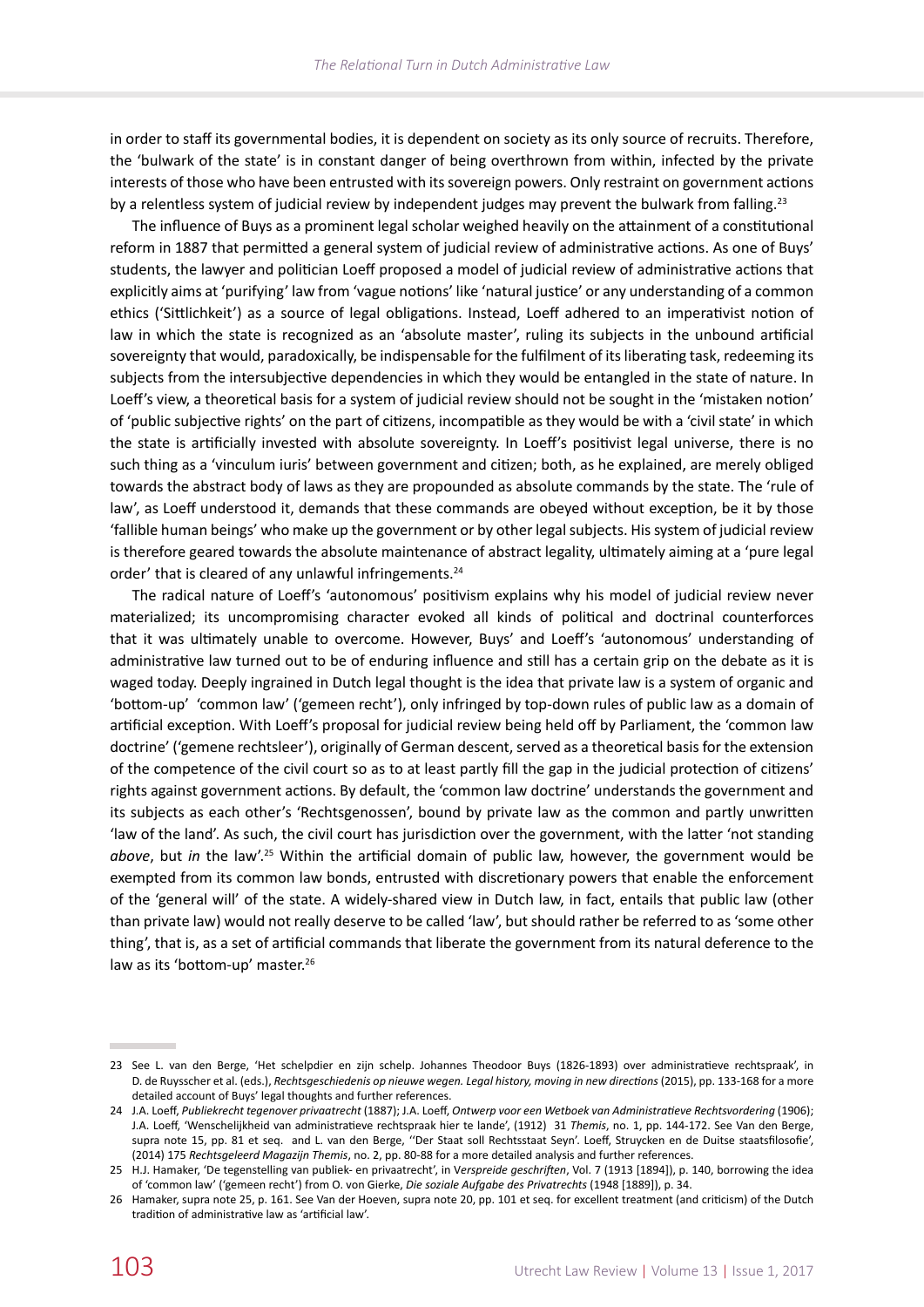in order to staff its governmental bodies, it is dependent on society as its only source of recruits. Therefore, the 'bulwark of the state' is in constant danger of being overthrown from within, infected by the private interests of those who have been entrusted with its sovereign powers. Only restraint on government actions by a relentless system of judicial review by independent judges may prevent the bulwark from falling.[23]

The influence of Buys as a prominent legal scholar weighed heavily on the attainment of a constitutional reform in 1887 that permitted a general system of judicial review of administrative actions. As one of Buys' students, the lawyer and politician Loeff proposed a model of judicial review of administrative actions that explicitly aims at 'purifying' law from 'vague notions' like 'natural justice' or any understanding of a common ethics ('Sittlichkeit') as a source of legal obligations. Instead, Loeff adhered to an imperativist notion of law in which the state is recognized as an 'absolute master', ruling its subjects in the unbound artificial sovereignty that would, paradoxically, be indispensable for the fulfilment of its liberating task, redeeming its subjects from the intersubjective dependencies in which they would be entangled in the state of nature. In Loeff's view, a theoretical basis for a system of judicial review should not be sought in the 'mistaken notion' of 'public subjective rights' on the part of citizens, incompatible as they would be with a 'civil state' in which the state is artificially invested with absolute sovereignty. In Loeff's positivist legal universe, there is no such thing as a 'vinculum iuris' between government and citizen; both, as he explained, are merely obliged towards the abstract body of laws as they are propounded as absolute commands by the state. The 'rule of law', as Loeff understood it, demands that these commands are obeyed without exception, be it by those 'fallible human beings' who make up the government or by other legal subjects. His system of judicial review is therefore geared towards the absolute maintenance of abstract legality, ultimately aiming at a 'pure legal order' that is cleared of any unlawful infringements.[24]

The radical nature of Loeff's 'autonomous' positivism explains why his model of judicial review never materialized; its uncompromising character evoked all kinds of political and doctrinal counterforces that it was ultimately unable to overcome. However, Buys' and Loeff's 'autonomous' understanding of administrative law turned out to be of enduring influence and still has a certain grip on the debate as it is waged today. Deeply ingrained in Dutch legal thought is the idea that private law is a system of organic and 'bottom-up' 'common law' ('gemeen recht'), only infringed by top-down rules of public law as a domain of artificial exception. With Loeff's proposal for judicial review being held off by Parliament, the 'common law doctrine' ('gemene rechtsleer'), originally of German descent, served as a theoretical basis for the extension of the competence of the civil court so as to at least partly fill the gap in the judicial protection of citizens' rights against government actions. By default, the 'common law doctrine' understands the government and its subjects as each other's 'Rechtsgenossen', bound by private law as the common and partly unwritten 'law of the land'. As such, the civil court has jurisdiction over the government, with the latter 'not standing *above*, but *in* the law'.[25] Within the artificial domain of public law, however, the government would be exempted from its common law bonds, entrusted with discretionary powers that enable the enforcement of the 'general will' of the state. A widely-shared view in Dutch law, in fact, entails that public law (other than private law) would not really deserve to be called 'law', but should rather be referred to as 'some other thing', that is, as a set of artificial commands that liberate the government from its natural deference to the law as its 'bottom-up' master.[26]

---

23 See L. van den Berge, 'Het schelpdier en zijn schelp. Johannes Theodoor Buys (1826-1893) over administratieve rechtspraak', in D. de Ruysscher et al. (eds.), *Rechtsgeschiedenis op nieuwe wegen. Legal history, moving in new directions* (2015), pp. 133-168 for a more detailed account of Buys' legal thoughts and further references.

24 J.A. Loeff, *Publiekrecht tegenover privaatrecht* (1887); J.A. Loeff, *Ontwerp voor een Wetboek van Administratieve Rechtsvordering* (1906); J.A. Loeff, 'Wenschelijkheid van administratieve rechtspraak hier te lande', (1912) 31 *Themis*, no. 1, pp. 144-172. See Van den Berge, supra note 15, pp. 81 et seq. and L. van den Berge, ''Der Staat soll Rechtsstaat Seyn'. Loeff, Struycken en de Duitse staatsfilosofie', (2014) 175 *Rechtsgeleerd Magazijn Themis*, no. 2, pp. 80-88 for a more detailed analysis and further references.

25 H.J. Hamaker, 'De tegenstelling van publiek- en privaatrecht', in V*erspreide geschriften*, Vol. 7 (1913 [1894]), p. 140, borrowing the idea of 'common law' ('gemeen recht') from O. von Gierke, *Die soziale Aufgabe des Privatrechts* (1948 [1889]), p. 34.

26 Hamaker, supra note 25, p. 161. See Van der Hoeven, supra note 20, pp. 101 et seq. for excellent treatment (and criticism) of the Dutch tradition of administrative law as 'artificial law'.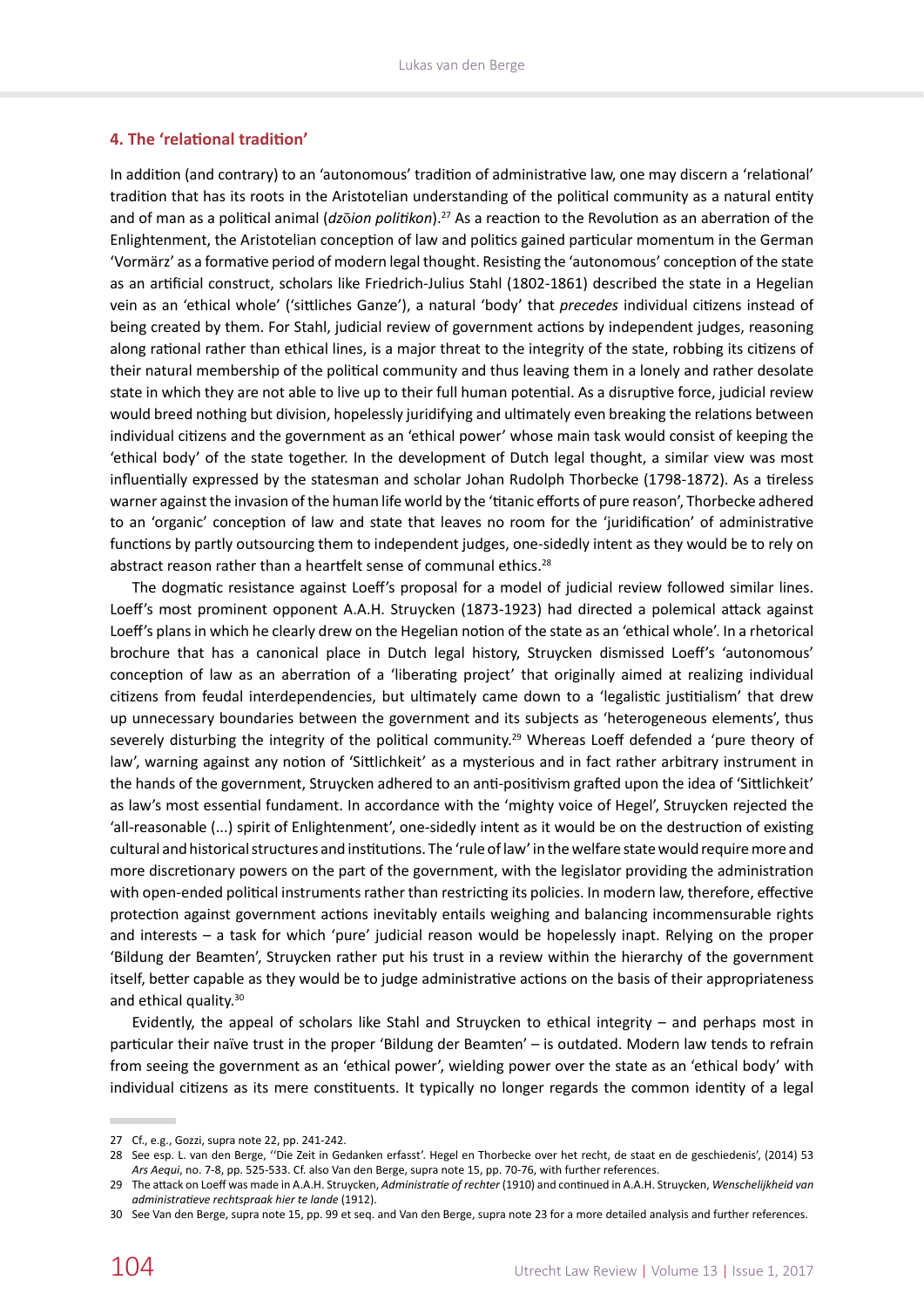## 4. The 'relational tradition'

In addition (and contrary) to an 'autonomous' tradition of administrative law, one may discern a 'relational' tradition that has its roots in the Aristotelian understanding of the political community as a natural entity and of man as a political animal (*dzōion politikon*).[27] As a reaction to the Revolution as an aberration of the Enlightenment, the Aristotelian conception of law and politics gained particular momentum in the German 'Vormärz' as a formative period of modern legal thought. Resisting the 'autonomous' conception of the state as an artificial construct, scholars like Friedrich-Julius Stahl (1802-1861) described the state in a Hegelian vein as an 'ethical whole' ('sittliches Ganze'), a natural 'body' that *precedes* individual citizens instead of being created by them. For Stahl, judicial review of government actions by independent judges, reasoning along rational rather than ethical lines, is a major threat to the integrity of the state, robbing its citizens of their natural membership of the political community and thus leaving them in a lonely and rather desolate state in which they are not able to live up to their full human potential. As a disruptive force, judicial review would breed nothing but division, hopelessly juridifying and ultimately even breaking the relations between individual citizens and the government as an 'ethical power' whose main task would consist of keeping the 'ethical body' of the state together. In the development of Dutch legal thought, a similar view was most influentially expressed by the statesman and scholar Johan Rudolph Thorbecke (1798-1872). As a tireless warner against the invasion of the human life world by the 'titanic efforts of pure reason', Thorbecke adhered to an 'organic' conception of law and state that leaves no room for the 'juridification' of administrative functions by partly outsourcing them to independent judges, one-sidedly intent as they would be to rely on abstract reason rather than a heartfelt sense of communal ethics.[28]

The dogmatic resistance against Loeff's proposal for a model of judicial review followed similar lines. Loeff's most prominent opponent A.A.H. Struycken (1873-1923) had directed a polemical attack against Loeff's plans in which he clearly drew on the Hegelian notion of the state as an 'ethical whole'. In a rhetorical brochure that has a canonical place in Dutch legal history, Struycken dismissed Loeff's 'autonomous' conception of law as an aberration of a 'liberating project' that originally aimed at realizing individual citizens from feudal interdependencies, but ultimately came down to a 'legalistic justitialism' that drew up unnecessary boundaries between the government and its subjects as 'heterogeneous elements', thus severely disturbing the integrity of the political community.[29] Whereas Loeff defended a 'pure theory of law', warning against any notion of 'Sittlichkeit' as a mysterious and in fact rather arbitrary instrument in the hands of the government, Struycken adhered to an anti-positivism grafted upon the idea of 'Sittlichkeit' as law's most essential fundament. In accordance with the 'mighty voice of Hegel', Struycken rejected the 'all-reasonable (...) spirit of Enlightenment', one-sidedly intent as it would be on the destruction of existing cultural and historical structures and institutions. The 'rule of law' in the welfare state would require more and more discretionary powers on the part of the government, with the legislator providing the administration with open-ended political instruments rather than restricting its policies. In modern law, therefore, effective protection against government actions inevitably entails weighing and balancing incommensurable rights and interests – a task for which 'pure' judicial reason would be hopelessly inapt. Relying on the proper 'Bildung der Beamten', Struycken rather put his trust in a review within the hierarchy of the government itself, better capable as they would be to judge administrative actions on the basis of their appropriateness and ethical quality.[30]

Evidently, the appeal of scholars like Stahl and Struycken to ethical integrity – and perhaps most in particular their naïve trust in the proper 'Bildung der Beamten' – is outdated. Modern law tends to refrain from seeing the government as an 'ethical power', wielding power over the state as an 'ethical body' with individual citizens as its mere constituents. It typically no longer regards the common identity of a legal

---

27 Cf., e.g., Gozzi, supra note 22, pp. 241-242.

28 See esp. L. van den Berge, ''Die Zeit in Gedanken erfasst'. Hegel en Thorbecke over het recht, de staat en de geschiedenis', (2014) 53 *Ars Aequi*, no. 7-8, pp. 525-533. Cf. also Van den Berge, supra note 15, pp. 70-76, with further references.

29 The attack on Loeff was made in A.A.H. Struycken, *Administratie of rechter* (1910) and continued in A.A.H. Struycken, *Wenschelijkheid van administratieve rechtspraak hier te lande* (1912).

30 See Van den Berge, supra note 15, pp. 99 et seq. and Van den Berge, supra note 23 for a more detailed analysis and further references.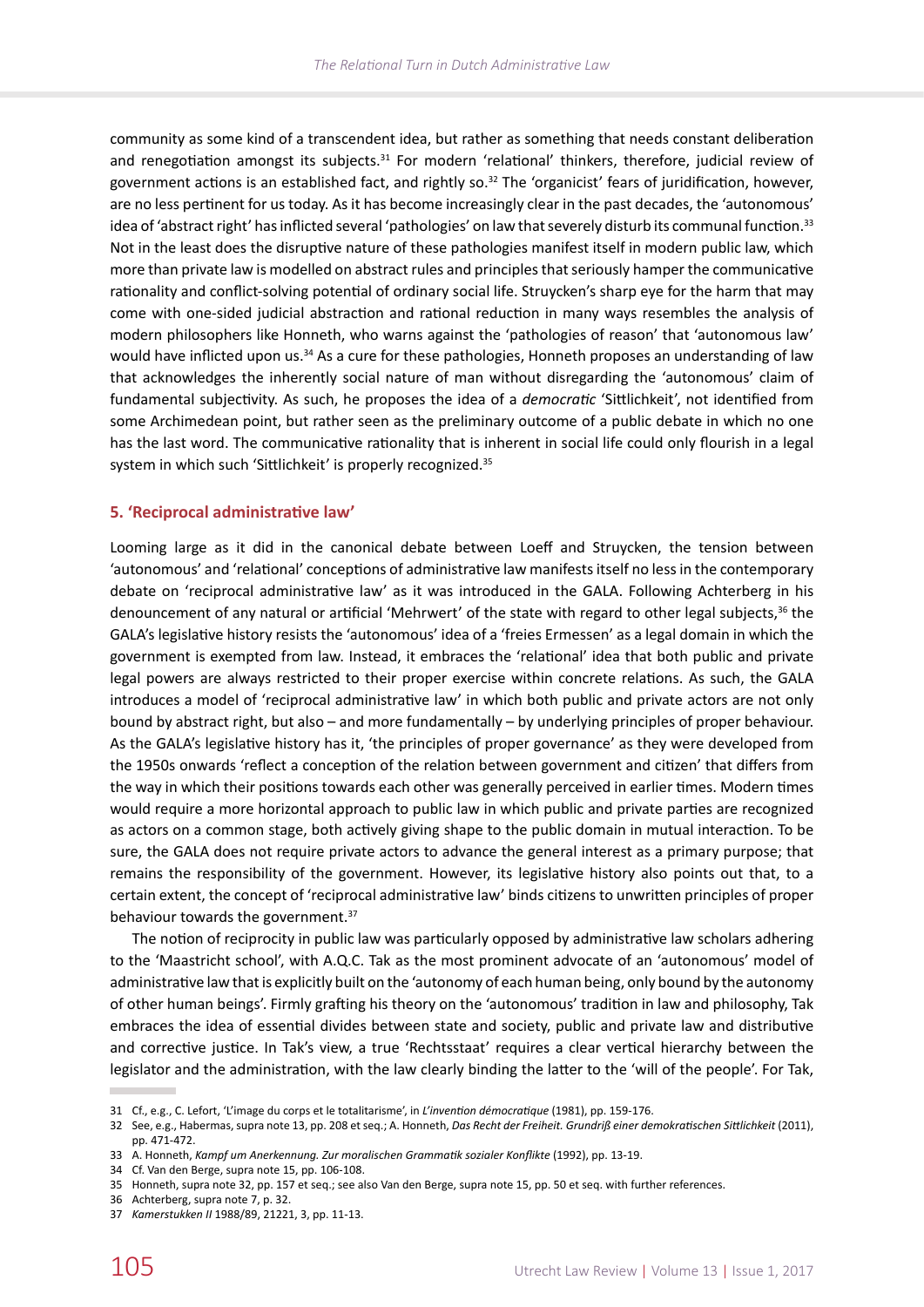community as some kind of a transcendent idea, but rather as something that needs constant deliberation and renegotiation amongst its subjects.[31] For modern 'relational' thinkers, therefore, judicial review of government actions is an established fact, and rightly so.[32] The 'organicist' fears of juridification, however, are no less pertinent for us today. As it has become increasingly clear in the past decades, the 'autonomous' idea of 'abstract right' has inflicted several 'pathologies' on law that severely disturb its communal function.[33] Not in the least does the disruptive nature of these pathologies manifest itself in modern public law, which more than private law is modelled on abstract rules and principles that seriously hamper the communicative rationality and conflict-solving potential of ordinary social life. Struycken's sharp eye for the harm that may come with one-sided judicial abstraction and rational reduction in many ways resembles the analysis of modern philosophers like Honneth, who warns against the 'pathologies of reason' that 'autonomous law' would have inflicted upon us.[34] As a cure for these pathologies, Honneth proposes an understanding of law that acknowledges the inherently social nature of man without disregarding the 'autonomous' claim of fundamental subjectivity. As such, he proposes the idea of a *democratic* 'Sittlichkeit', not identified from some Archimedean point, but rather seen as the preliminary outcome of a public debate in which no one has the last word. The communicative rationality that is inherent in social life could only flourish in a legal system in which such 'Sittlichkeit' is properly recognized.[35]

## 5. 'Reciprocal administrative law'

Looming large as it did in the canonical debate between Loeff and Struycken, the tension between 'autonomous' and 'relational' conceptions of administrative law manifests itself no less in the contemporary debate on 'reciprocal administrative law' as it was introduced in the GALA. Following Achterberg in his denouncement of any natural or artificial 'Mehrwert' of the state with regard to other legal subjects,[36] the GALA's legislative history resists the 'autonomous' idea of a 'freies Ermessen' as a legal domain in which the government is exempted from law. Instead, it embraces the 'relational' idea that both public and private legal powers are always restricted to their proper exercise within concrete relations. As such, the GALA introduces a model of 'reciprocal administrative law' in which both public and private actors are not only bound by abstract right, but also – and more fundamentally – by underlying principles of proper behaviour. As the GALA's legislative history has it, 'the principles of proper governance' as they were developed from the 1950s onwards 'reflect a conception of the relation between government and citizen' that differs from the way in which their positions towards each other was generally perceived in earlier times. Modern times would require a more horizontal approach to public law in which public and private parties are recognized as actors on a common stage, both actively giving shape to the public domain in mutual interaction. To be sure, the GALA does not require private actors to advance the general interest as a primary purpose; that remains the responsibility of the government. However, its legislative history also points out that, to a certain extent, the concept of 'reciprocal administrative law' binds citizens to unwritten principles of proper behaviour towards the government.[37]

The notion of reciprocity in public law was particularly opposed by administrative law scholars adhering to the 'Maastricht school', with A.Q.C. Tak as the most prominent advocate of an 'autonomous' model of administrative law that is explicitly built on the 'autonomy of each human being, only bound by the autonomy of other human beings'. Firmly grafting his theory on the 'autonomous' tradition in law and philosophy, Tak embraces the idea of essential divides between state and society, public and private law and distributive and corrective justice. In Tak's view, a true 'Rechtsstaat' requires a clear vertical hierarchy between the legislator and the administration, with the law clearly binding the latter to the 'will of the people'. For Tak,

---

31 Cf., e.g., C. Lefort, 'L'image du corps et le totalitarisme', in *L'invention démocratique* (1981), pp. 159-176.

32 See, e.g., Habermas, supra note 13, pp. 208 et seq.; A. Honneth, *Das Recht der Freiheit. Grundriß einer demokratischen Sittlichkeit* (2011), pp. 471-472.

33 A. Honneth, *Kampf um Anerkennung. Zur moralischen Grammatik sozialer Konflikte* (1992), pp. 13-19.

34 Cf. Van den Berge, supra note 15, pp. 106-108.

35 Honneth, supra note 32, pp. 157 et seq.; see also Van den Berge, supra note 15, pp. 50 et seq. with further references.

36 Achterberg, supra note 7, p. 32.

37 *Kamerstukken II* 1988/89, 21221, 3, pp. 11-13.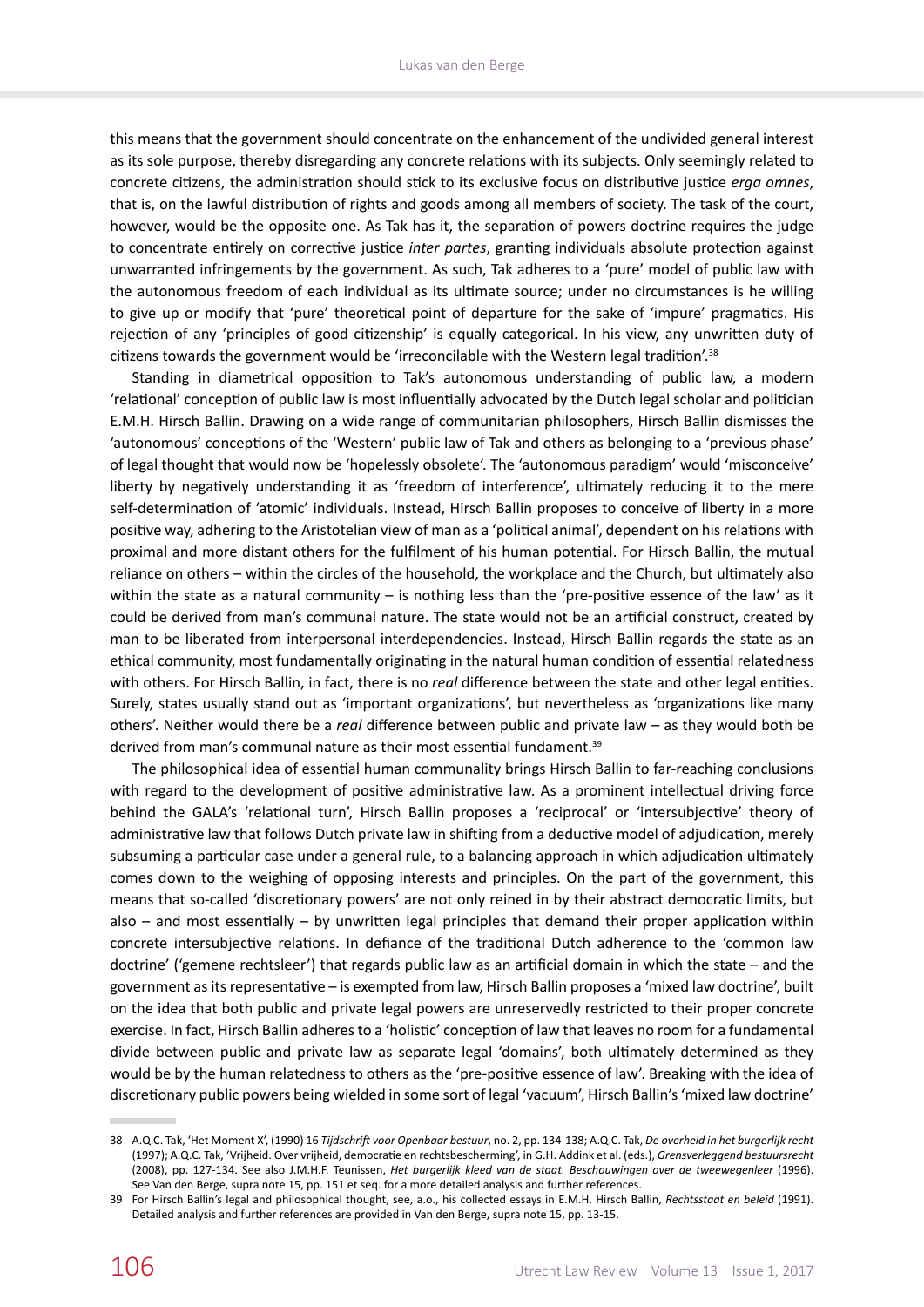this means that the government should concentrate on the enhancement of the undivided general interest as its sole purpose, thereby disregarding any concrete relations with its subjects. Only seemingly related to concrete citizens, the administration should stick to its exclusive focus on distributive justice *erga omnes*, that is, on the lawful distribution of rights and goods among all members of society. The task of the court, however, would be the opposite one. As Tak has it, the separation of powers doctrine requires the judge to concentrate entirely on corrective justice *inter partes*, granting individuals absolute protection against unwarranted infringements by the government. As such, Tak adheres to a 'pure' model of public law with the autonomous freedom of each individual as its ultimate source; under no circumstances is he willing to give up or modify that 'pure' theoretical point of departure for the sake of 'impure' pragmatics. His rejection of any 'principles of good citizenship' is equally categorical. In his view, any unwritten duty of citizens towards the government would be 'irreconcilable with the Western legal tradition'.[38]

Standing in diametrical opposition to Tak's autonomous understanding of public law, a modern 'relational' conception of public law is most influentially advocated by the Dutch legal scholar and politician E.M.H. Hirsch Ballin. Drawing on a wide range of communitarian philosophers, Hirsch Ballin dismisses the 'autonomous' conceptions of the 'Western' public law of Tak and others as belonging to a 'previous phase' of legal thought that would now be 'hopelessly obsolete'. The 'autonomous paradigm' would 'misconceive' liberty by negatively understanding it as 'freedom of interference', ultimately reducing it to the mere self-determination of 'atomic' individuals. Instead, Hirsch Ballin proposes to conceive of liberty in a more positive way, adhering to the Aristotelian view of man as a 'political animal', dependent on his relations with proximal and more distant others for the fulfilment of his human potential. For Hirsch Ballin, the mutual reliance on others – within the circles of the household, the workplace and the Church, but ultimately also within the state as a natural community – is nothing less than the 'pre-positive essence of the law' as it could be derived from man's communal nature. The state would not be an artificial construct, created by man to be liberated from interpersonal interdependencies. Instead, Hirsch Ballin regards the state as an ethical community, most fundamentally originating in the natural human condition of essential relatedness with others. For Hirsch Ballin, in fact, there is no *real* difference between the state and other legal entities. Surely, states usually stand out as 'important organizations', but nevertheless as 'organizations like many others'. Neither would there be a *real* difference between public and private law – as they would both be derived from man's communal nature as their most essential fundament.[39]

The philosophical idea of essential human communality brings Hirsch Ballin to far-reaching conclusions with regard to the development of positive administrative law. As a prominent intellectual driving force behind the GALA's 'relational turn', Hirsch Ballin proposes a 'reciprocal' or 'intersubjective' theory of administrative law that follows Dutch private law in shifting from a deductive model of adjudication, merely subsuming a particular case under a general rule, to a balancing approach in which adjudication ultimately comes down to the weighing of opposing interests and principles. On the part of the government, this means that so-called 'discretionary powers' are not only reined in by their abstract democratic limits, but also – and most essentially – by unwritten legal principles that demand their proper application within concrete intersubjective relations. In defiance of the traditional Dutch adherence to the 'common law doctrine' ('gemene rechtsleer') that regards public law as an artificial domain in which the state – and the government as its representative – is exempted from law, Hirsch Ballin proposes a 'mixed law doctrine', built on the idea that both public and private legal powers are unreservedly restricted to their proper concrete exercise. In fact, Hirsch Ballin adheres to a 'holistic' conception of law that leaves no room for a fundamental divide between public and private law as separate legal 'domains', both ultimately determined as they would be by the human relatedness to others as the 'pre-positive essence of law'. Breaking with the idea of discretionary public powers being wielded in some sort of legal 'vacuum', Hirsch Ballin's 'mixed law doctrine'

---

38 A.Q.C. Tak, 'Het Moment X', (1990) 16 *Tijdschrift voor Openbaar bestuur*, no. 2, pp. 134-138; A.Q.C. Tak, *De overheid in het burgerlijk recht* (1997); A.Q.C. Tak, 'Vrijheid. Over vrijheid, democratie en rechtsbescherming', in G.H. Addink et al. (eds.), *Grensverleggend bestuursrecht* (2008), pp. 127-134. See also J.M.H.F. Teunissen, *Het burgerlijk kleed van de staat. Beschouwingen over de tweewegenleer* (1996). See Van den Berge, supra note 15, pp. 151 et seq. for a more detailed analysis and further references.

39 For Hirsch Ballin's legal and philosophical thought, see, a.o., his collected essays in E.M.H. Hirsch Ballin, *Rechtsstaat en beleid* (1991). Detailed analysis and further references are provided in Van den Berge, supra note 15, pp. 13-15.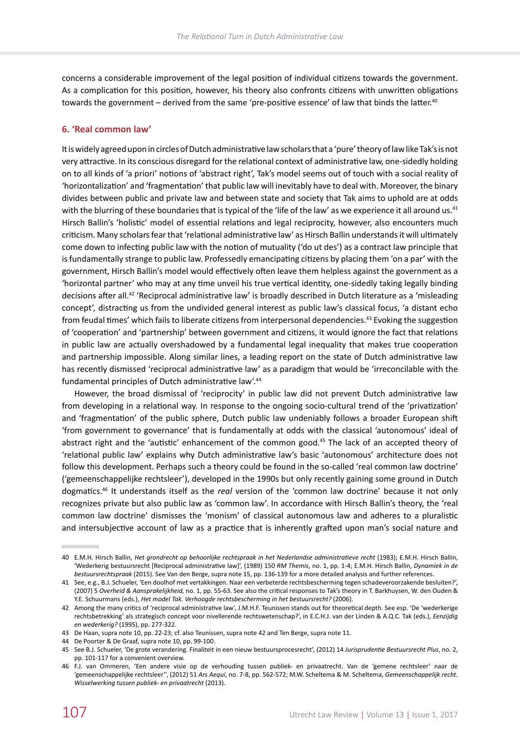concerns a considerable improvement of the legal position of individual citizens towards the government. As a complication for this position, however, his theory also confronts citizens with unwritten obligations towards the government – derived from the same 'pre-positive essence' of law that binds the latter.[40]

## 6. 'Real common law'

It is widely agreed upon in circles of Dutch administrative law scholars that a 'pure' theory of law like Tak's is not very attractive. In its conscious disregard for the relational context of administrative law, one-sidedly holding on to all kinds of 'a priori' notions of 'abstract right', Tak's model seems out of touch with a social reality of 'horizontalization' and 'fragmentation' that public law will inevitably have to deal with. Moreover, the binary divides between public and private law and between state and society that Tak aims to uphold are at odds with the blurring of these boundaries that is typical of the 'life of the law' as we experience it all around us.[41] Hirsch Ballin's 'holistic' model of essential relations and legal reciprocity, however, also encounters much criticism. Many scholars fear that 'relational administrative law' as Hirsch Ballin understands it will ultimately come down to infecting public law with the notion of mutuality ('do ut des') as a contract law principle that is fundamentally strange to public law. Professedly emancipating citizens by placing them 'on a par' with the government, Hirsch Ballin's model would effectively often leave them helpless against the government as a 'horizontal partner' who may at any time unveil his true vertical identity, one-sidedly taking legally binding decisions after all.[42] 'Reciprocal administrative law' is broadly described in Dutch literature as a 'misleading concept', distracting us from the undivided general interest as public law's classical focus, 'a distant echo from feudal times' which fails to liberate citizens from interpersonal dependencies.[43] Evoking the suggestion of 'cooperation' and 'partnership' between government and citizens, it would ignore the fact that relations in public law are actually overshadowed by a fundamental legal inequality that makes true cooperation and partnership impossible. Along similar lines, a leading report on the state of Dutch administrative law has recently dismissed 'reciprocal administrative law' as a paradigm that would be 'irreconcilable with the fundamental principles of Dutch administrative law'.[44]

However, the broad dismissal of 'reciprocity' in public law did not prevent Dutch administrative law from developing in a relational way. In response to the ongoing socio-cultural trend of the 'privatization' and 'fragmentation' of the public sphere, Dutch public law undeniably follows a broader European shift 'from government to governance' that is fundamentally at odds with the classical 'autonomous' ideal of abstract right and the 'autistic' enhancement of the common good.[45] The lack of an accepted theory of 'relational public law' explains why Dutch administrative law's basic 'autonomous' architecture does not follow this development. Perhaps such a theory could be found in the so-called 'real common law doctrine' ('gemeenschappelijke rechtsleer'), developed in the 1990s but only recently gaining some ground in Dutch dogmatics.[46] It understands itself as the *real* version of the 'common law doctrine' because it not only recognizes private but also public law as 'common law'. In accordance with Hirsch Ballin's theory, the 'real common law doctrine' dismisses the 'monism' of classical autonomous law and adheres to a pluralistic and intersubjective account of law as a practice that is inherently grafted upon man's social nature and

---

40 E.M.H. Hirsch Ballin, *Het grondrecht op behoorlijke rechtspraak in het Nederlandse administratieve recht* (1983); E.M.H. Hirsch Ballin, 'Wederkerig bestuursrecht [Reciprocal administrative law]', (1989) 150 *RM Themis*, no. 1, pp. 1-4; E.M.H. Hirsch Ballin, *Dynamiek in de bestuursrechtspraak* (2015). See Van den Berge, supra note 15, pp. 136-139 for a more detailed analysis and further references.

41 See, e.g., B.J. Schueler, 'Een doolhof met vertakkingen. Naar een verbeterde rechtsbescherming tegen schadeveroorzakende besluiten?', (2007) 5 *Overheid & Aansprakelijkheid,* no. 1, pp. 55-63. See also the critical responses to Tak's theory in T. Barkhuysen, W. den Ouden & Y.E. Schuurmans (eds.), *Het model Tak. Verhoogde rechtsbescherming in het bestuursrecht?* (2006).

42 Among the many critics of 'reciprocal administrative law', J.M.H.F. Teunissen stands out for theoretical depth. See esp. 'De 'wederkerige rechtsbetrekking' als strategisch concept voor nivellerende rechtswetenschap?', in E.C.H.J. van der Linden & A.Q.C. Tak (eds.), *Eenzijdig en wederkerig?* (1995), pp. 277-322.

43 De Haan, supra note 10, pp. 22-23; cf. also Teunissen, supra note 42 and Ten Berge, supra note 11.

44 De Poorter & De Graaf, supra note 10, pp. 99-100.

45 See B.J. Schueler, 'De grote verandering. Finaliteit in een nieuw bestuursprocesrecht', (2012) 14 *Jurisprudentie Bestuursrecht Plus*, no. 2, pp. 101-117 for a convenient overview.

46 F.J. van Ommeren, 'Een andere visie op de verhouding tussen publiek- en privaatrecht. Van de 'gemene rechtsleer' naar de 'gemeenschappelijke rechtsleer'', (2012) 51 *Ars Aequi*, no. 7-8, pp. 562-572; M.W. Scheltema & M. Scheltema, *Gemeenschappelijk recht. Wisselwerking tussen publiek- en privaatrecht* (2013).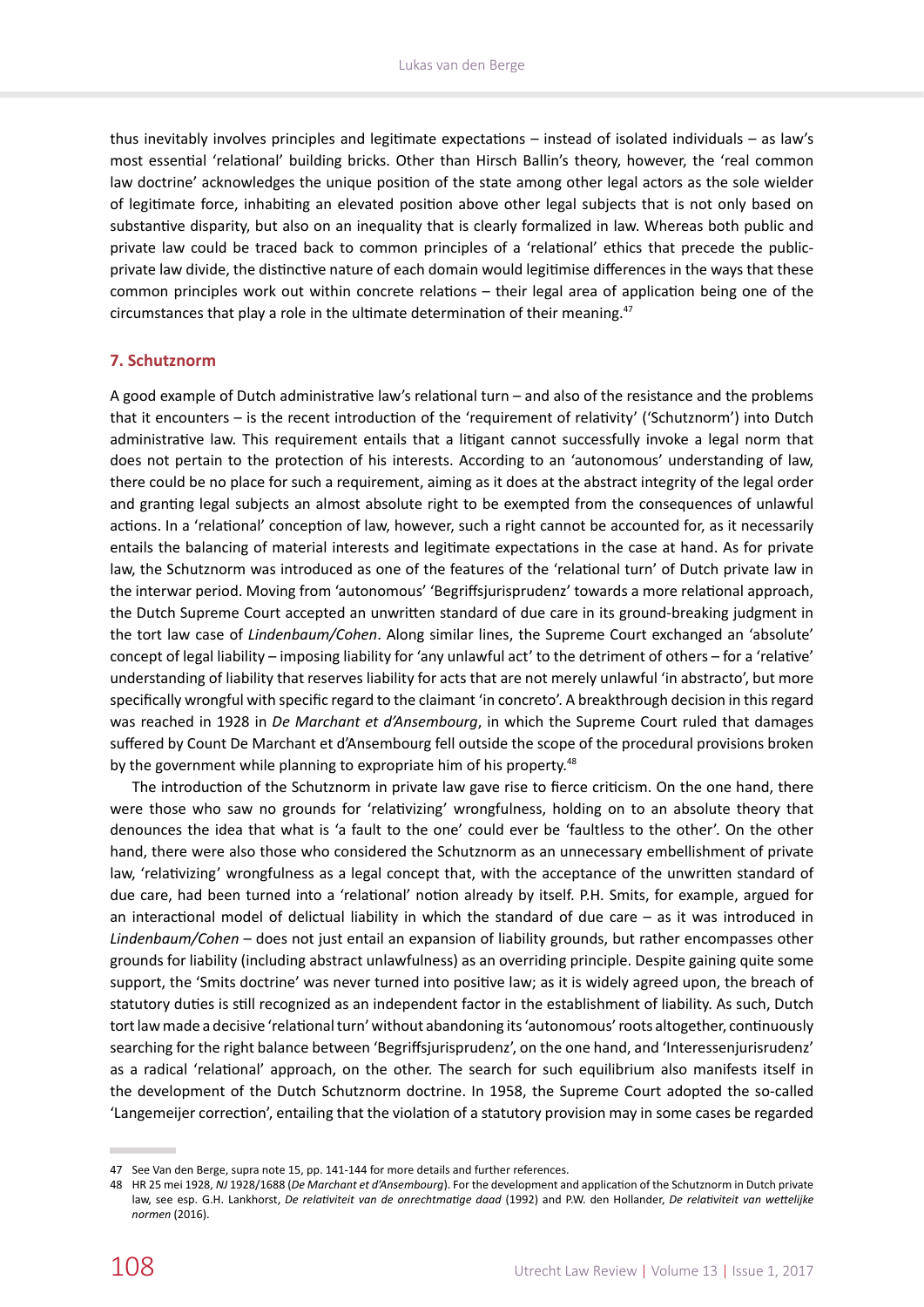thus inevitably involves principles and legitimate expectations – instead of isolated individuals – as law's most essential 'relational' building bricks. Other than Hirsch Ballin's theory, however, the 'real common law doctrine' acknowledges the unique position of the state among other legal actors as the sole wielder of legitimate force, inhabiting an elevated position above other legal subjects that is not only based on substantive disparity, but also on an inequality that is clearly formalized in law. Whereas both public and private law could be traced back to common principles of a 'relational' ethics that precede the public-private law divide, the distinctive nature of each domain would legitimise differences in the ways that these common principles work out within concrete relations – their legal area of application being one of the circumstances that play a role in the ultimate determination of their meaning.[47]

## 7. Schutznorm

A good example of Dutch administrative law's relational turn – and also of the resistance and the problems that it encounters – is the recent introduction of the 'requirement of relativity' ('Schutznorm') into Dutch administrative law. This requirement entails that a litigant cannot successfully invoke a legal norm that does not pertain to the protection of his interests. According to an 'autonomous' understanding of law, there could be no place for such a requirement, aiming as it does at the abstract integrity of the legal order and granting legal subjects an almost absolute right to be exempted from the consequences of unlawful actions. In a 'relational' conception of law, however, such a right cannot be accounted for, as it necessarily entails the balancing of material interests and legitimate expectations in the case at hand. As for private law, the Schutznorm was introduced as one of the features of the 'relational turn' of Dutch private law in the interwar period. Moving from 'autonomous' 'Begriffsjurisprudenz' towards a more relational approach, the Dutch Supreme Court accepted an unwritten standard of due care in its ground-breaking judgment in the tort law case of *Lindenbaum/Cohen*. Along similar lines, the Supreme Court exchanged an 'absolute' concept of legal liability – imposing liability for 'any unlawful act' to the detriment of others – for a 'relative' understanding of liability that reserves liability for acts that are not merely unlawful 'in abstracto', but more specifically wrongful with specific regard to the claimant 'in concreto'. A breakthrough decision in this regard was reached in 1928 in *De Marchant et d'Ansembourg*, in which the Supreme Court ruled that damages suffered by Count De Marchant et d'Ansembourg fell outside the scope of the procedural provisions broken by the government while planning to expropriate him of his property.[48]

The introduction of the Schutznorm in private law gave rise to fierce criticism. On the one hand, there were those who saw no grounds for 'relativizing' wrongfulness, holding on to an absolute theory that denounces the idea that what is 'a fault to the one' could ever be 'faultless to the other'. On the other hand, there were also those who considered the Schutznorm as an unnecessary embellishment of private law, 'relativizing' wrongfulness as a legal concept that, with the acceptance of the unwritten standard of due care, had been turned into a 'relational' notion already by itself. P.H. Smits, for example, argued for an interactional model of delictual liability in which the standard of due care – as it was introduced in *Lindenbaum/Cohen* – does not just entail an expansion of liability grounds, but rather encompasses other grounds for liability (including abstract unlawfulness) as an overriding principle. Despite gaining quite some support, the 'Smits doctrine' was never turned into positive law; as it is widely agreed upon, the breach of statutory duties is still recognized as an independent factor in the establishment of liability. As such, Dutch tort law made a decisive 'relational turn' without abandoning its 'autonomous' roots altogether, continuously searching for the right balance between 'Begriffsjurisprudenz', on the one hand, and 'Interessenjurisrudenz' as a radical 'relational' approach, on the other. The search for such equilibrium also manifests itself in the development of the Dutch Schutznorm doctrine. In 1958, the Supreme Court adopted the so-called 'Langemeijer correction', entailing that the violation of a statutory provision may in some cases be regarded

---

47 See Van den Berge, supra note 15, pp. 141-144 for more details and further references.

48 HR 25 mei 1928, *NJ* 1928/1688 (*De Marchant et d'Ansembourg*). For the development and application of the Schutznorm in Dutch private law, see esp. G.H. Lankhorst, *De relativiteit van de onrechtmatige daad* (1992) and P.W. den Hollander, *De relativiteit van wettelijke normen* (2016).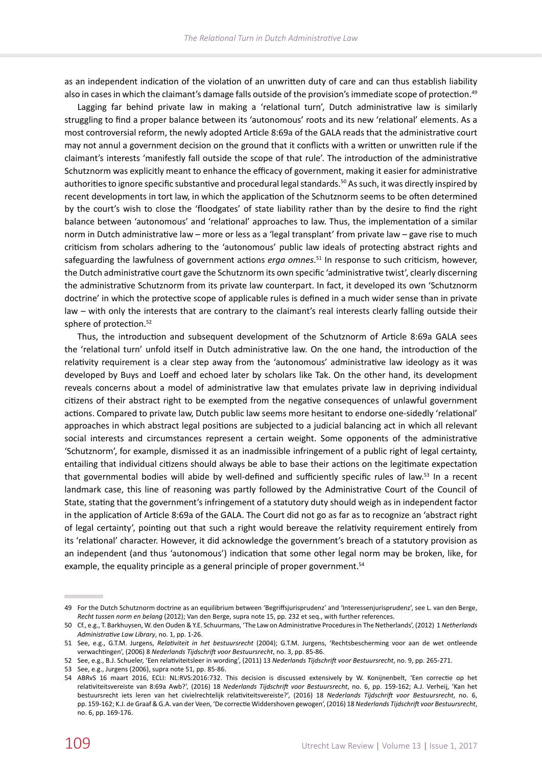as an independent indication of the violation of an unwritten duty of care and can thus establish liability also in cases in which the claimant's damage falls outside of the provision's immediate scope of protection.[49]

Lagging far behind private law in making a 'relational turn', Dutch administrative law is similarly struggling to find a proper balance between its 'autonomous' roots and its new 'relational' elements. As a most controversial reform, the newly adopted Article 8:69a of the GALA reads that the administrative court may not annul a government decision on the ground that it conflicts with a written or unwritten rule if the claimant's interests 'manifestly fall outside the scope of that rule'. The introduction of the administrative Schutznorm was explicitly meant to enhance the efficacy of government, making it easier for administrative authorities to ignore specific substantive and procedural legal standards.[50] As such, it was directly inspired by recent developments in tort law, in which the application of the Schutznorm seems to be often determined by the court's wish to close the 'floodgates' of state liability rather than by the desire to find the right balance between 'autonomous' and 'relational' approaches to law. Thus, the implementation of a similar norm in Dutch administrative law – more or less as a 'legal transplant' from private law – gave rise to much criticism from scholars adhering to the 'autonomous' public law ideals of protecting abstract rights and safeguarding the lawfulness of government actions *erga omnes*.[51] In response to such criticism, however, the Dutch administrative court gave the Schutznorm its own specific 'administrative twist', clearly discerning the administrative Schutznorm from its private law counterpart. In fact, it developed its own 'Schutznorm doctrine' in which the protective scope of applicable rules is defined in a much wider sense than in private law – with only the interests that are contrary to the claimant's real interests clearly falling outside their sphere of protection.[52]

Thus, the introduction and subsequent development of the Schutznorm of Article 8:69a GALA sees the 'relational turn' unfold itself in Dutch administrative law. On the one hand, the introduction of the relativity requirement is a clear step away from the 'autonomous' administrative law ideology as it was developed by Buys and Loeff and echoed later by scholars like Tak. On the other hand, its development reveals concerns about a model of administrative law that emulates private law in depriving individual citizens of their abstract right to be exempted from the negative consequences of unlawful government actions. Compared to private law, Dutch public law seems more hesitant to endorse one-sidedly 'relational' approaches in which abstract legal positions are subjected to a judicial balancing act in which all relevant social interests and circumstances represent a certain weight. Some opponents of the administrative 'Schutznorm', for example, dismissed it as an inadmissible infringement of a public right of legal certainty, entailing that individual citizens should always be able to base their actions on the legitimate expectation that governmental bodies will abide by well-defined and sufficiently specific rules of law.[53] In a recent landmark case, this line of reasoning was partly followed by the Administrative Court of the Council of State, stating that the government's infringement of a statutory duty should weigh as in independent factor in the application of Article 8:69a of the GALA. The Court did not go as far as to recognize an 'abstract right of legal certainty', pointing out that such a right would bereave the relativity requirement entirely from its 'relational' character. However, it did acknowledge the government's breach of a statutory provision as an independent (and thus 'autonomous') indication that some other legal norm may be broken, like, for example, the equality principle as a general principle of proper government.[54]

---

49 For the Dutch Schutznorm doctrine as an equilibrium between 'Begriffsjurisprudenz' and 'Interessenjurisprudenz', see L. van den Berge, *Recht tussen norm en belang* (2012); Van den Berge, supra note 15, pp. 232 et seq., with further references.

50 Cf., e.g., T. Barkhuysen, W. den Ouden & Y.E. Schuurmans, 'The Law on Administrative Procedures in The Netherlands', (2012) 1 *Netherlands Administrative Law Library*, no. 1, pp. 1-26.

51 See, e.g., G.T.M. Jurgens, *Relativiteit in het bestuursrecht* (2004); G.T.M. Jurgens, 'Rechtsbescherming voor aan de wet ontleende verwachtingen', (2006) 8 *Nederlands Tijdschrift voor Bestuursrecht*, no. 3, pp. 85-86.

52 See, e.g., B.J. Schueler, 'Een relativiteitsleer in wording', (2011) 13 *Nederlands Tijdschrift voor Bestuursrecht*, no. 9, pp. 265-271.

53 See, e.g., Jurgens (2006), supra note 51, pp. 85-86.

54 ABRvS 16 maart 2016, ECLI: NL:RVS:2016:732. This decision is discussed extensively by W. Konijnenbelt, 'Een correctie op het relativiteitsvereiste van 8:69a Awb?', (2016) 18 *Nederlands Tijdschrift voor Bestuursrecht*, no. 6, pp. 159-162; A.J. Verheij, 'Kan het bestuursrecht iets leren van het civielrechtelijk relativiteitsvereiste?', (2016) 18 *Nederlands Tijdschrift voor Bestuursrecht*, no. 6, pp. 159-162; K.J. de Graaf & G.A. van der Veen, 'De correctie Widdershoven gewogen', (2016) 18 *Nederlands Tijdschrift voor Bestuursrecht*, no. 6, pp. 169-176.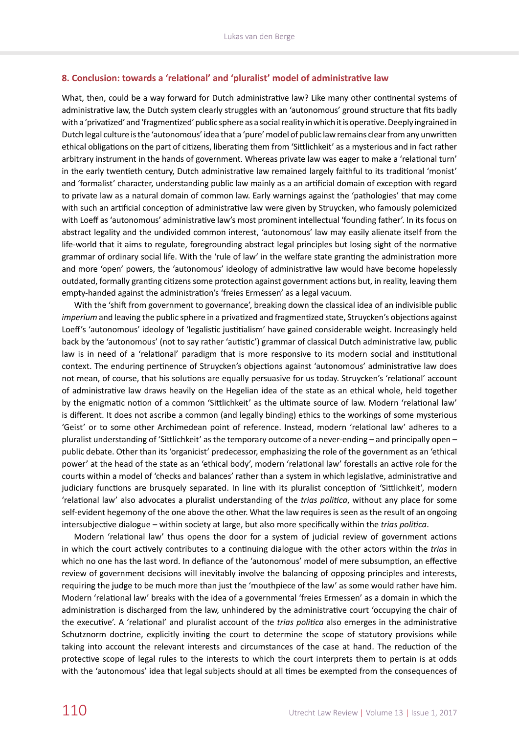## 8. Conclusion: towards a 'relational' and 'pluralist' model of administrative law

What, then, could be a way forward for Dutch administrative law? Like many other continental systems of administrative law, the Dutch system clearly struggles with an 'autonomous' ground structure that fits badly with a 'privatized' and 'fragmentized' public sphere as a social reality in which it is operative. Deeply ingrained in Dutch legal culture is the 'autonomous' idea that a 'pure' model of public law remains clear from any unwritten ethical obligations on the part of citizens, liberating them from 'Sittlichkeit' as a mysterious and in fact rather arbitrary instrument in the hands of government. Whereas private law was eager to make a 'relational turn' in the early twentieth century, Dutch administrative law remained largely faithful to its traditional 'monist' and 'formalist' character, understanding public law mainly as a an artificial domain of exception with regard to private law as a natural domain of common law. Early warnings against the 'pathologies' that may come with such an artificial conception of administrative law were given by Struycken, who famously polemicized with Loeff as 'autonomous' administrative law's most prominent intellectual 'founding father'. In its focus on abstract legality and the undivided common interest, 'autonomous' law may easily alienate itself from the life-world that it aims to regulate, foregrounding abstract legal principles but losing sight of the normative grammar of ordinary social life. With the 'rule of law' in the welfare state granting the administration more and more 'open' powers, the 'autonomous' ideology of administrative law would have become hopelessly outdated, formally granting citizens some protection against government actions but, in reality, leaving them empty-handed against the administration's 'freies Ermessen' as a legal vacuum.

With the 'shift from government to governance', breaking down the classical idea of an indivisible public *imperium* and leaving the public sphere in a privatized and fragmentized state, Struycken's objections against Loeff's 'autonomous' ideology of 'legalistic justitialism' have gained considerable weight. Increasingly held back by the 'autonomous' (not to say rather 'autistic') grammar of classical Dutch administrative law, public law is in need of a 'relational' paradigm that is more responsive to its modern social and institutional context. The enduring pertinence of Struycken's objections against 'autonomous' administrative law does not mean, of course, that his solutions are equally persuasive for us today. Struycken's 'relational' account of administrative law draws heavily on the Hegelian idea of the state as an ethical whole, held together by the enigmatic notion of a common 'Sittlichkeit' as the ultimate source of law. Modern 'relational law' is different. It does not ascribe a common (and legally binding) ethics to the workings of some mysterious 'Geist' or to some other Archimedean point of reference. Instead, modern 'relational law' adheres to a pluralist understanding of 'Sittlichkeit' as the temporary outcome of a never-ending – and principally open – public debate. Other than its 'organicist' predecessor, emphasizing the role of the government as an 'ethical power' at the head of the state as an 'ethical body', modern 'relational law' forestalls an active role for the courts within a model of 'checks and balances' rather than a system in which legislative, administrative and judiciary functions are brusquely separated. In line with its pluralist conception of 'Sittlichkeit', modern 'relational law' also advocates a pluralist understanding of the *trias politica*, without any place for some self-evident hegemony of the one above the other. What the law requires is seen as the result of an ongoing intersubjective dialogue – within society at large, but also more specifically within the *trias politica*.

Modern 'relational law' thus opens the door for a system of judicial review of government actions in which the court actively contributes to a continuing dialogue with the other actors within the *trias* in which no one has the last word. In defiance of the 'autonomous' model of mere subsumption, an effective review of government decisions will inevitably involve the balancing of opposing principles and interests, requiring the judge to be much more than just the 'mouthpiece of the law' as some would rather have him. Modern 'relational law' breaks with the idea of a governmental 'freies Ermessen' as a domain in which the administration is discharged from the law, unhindered by the administrative court 'occupying the chair of the executive'. A 'relational' and pluralist account of the *trias politica* also emerges in the administrative Schutznorm doctrine, explicitly inviting the court to determine the scope of statutory provisions while taking into account the relevant interests and circumstances of the case at hand. The reduction of the protective scope of legal rules to the interests to which the court interprets them to pertain is at odds with the 'autonomous' idea that legal subjects should at all times be exempted from the consequences of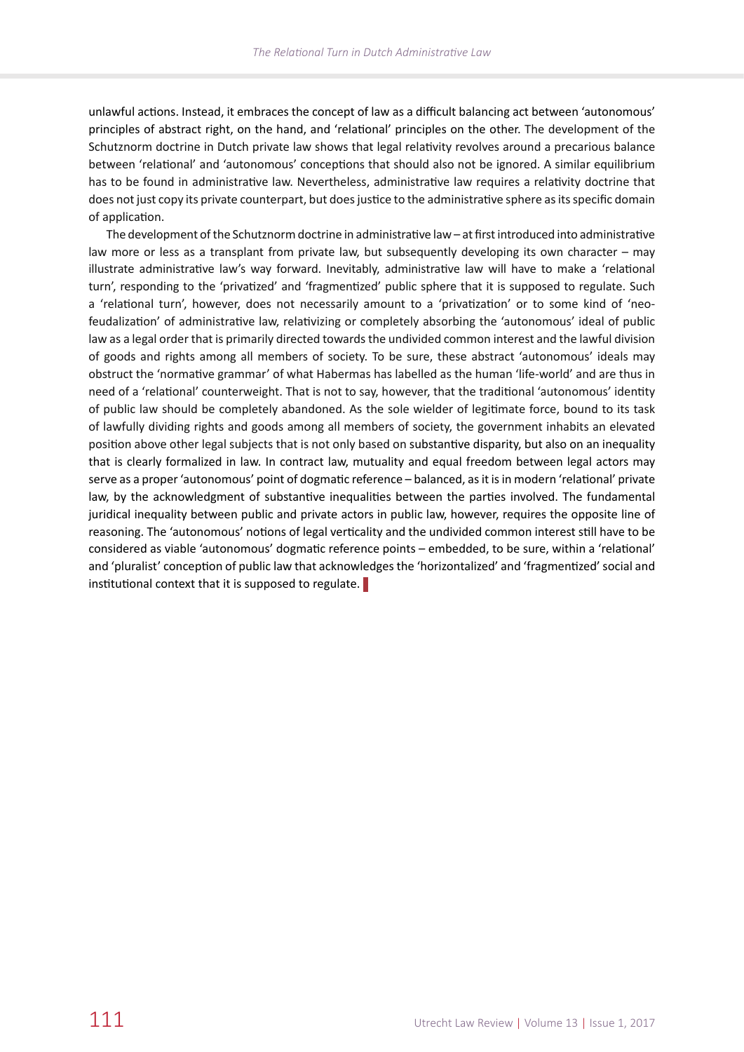unlawful actions. Instead, it embraces the concept of law as a difficult balancing act between 'autonomous' principles of abstract right, on the hand, and 'relational' principles on the other. The development of the Schutznorm doctrine in Dutch private law shows that legal relativity revolves around a precarious balance between 'relational' and 'autonomous' conceptions that should also not be ignored. A similar equilibrium has to be found in administrative law. Nevertheless, administrative law requires a relativity doctrine that does not just copy its private counterpart, but does justice to the administrative sphere as its specific domain of application.

The development of the Schutznorm doctrine in administrative law – at first introduced into administrative law more or less as a transplant from private law, but subsequently developing its own character – may illustrate administrative law's way forward. Inevitably, administrative law will have to make a 'relational turn', responding to the 'privatized' and 'fragmentized' public sphere that it is supposed to regulate. Such a 'relational turn', however, does not necessarily amount to a 'privatization' or to some kind of 'neo-feudalization' of administrative law, relativizing or completely absorbing the 'autonomous' ideal of public law as a legal order that is primarily directed towards the undivided common interest and the lawful division of goods and rights among all members of society. To be sure, these abstract 'autonomous' ideals may obstruct the 'normative grammar' of what Habermas has labelled as the human 'life-world' and are thus in need of a 'relational' counterweight. That is not to say, however, that the traditional 'autonomous' identity of public law should be completely abandoned. As the sole wielder of legitimate force, bound to its task of lawfully dividing rights and goods among all members of society, the government inhabits an elevated position above other legal subjects that is not only based on substantive disparity, but also on an inequality that is clearly formalized in law. In contract law, mutuality and equal freedom between legal actors may serve as a proper 'autonomous' point of dogmatic reference – balanced, as it is in modern 'relational' private law, by the acknowledgment of substantive inequalities between the parties involved. The fundamental juridical inequality between public and private actors in public law, however, requires the opposite line of reasoning. The 'autonomous' notions of legal verticality and the undivided common interest still have to be considered as viable 'autonomous' dogmatic reference points – embedded, to be sure, within a 'relational' and 'pluralist' conception of public law that acknowledges the 'horizontalized' and 'fragmentized' social and institutional context that it is supposed to regulate.